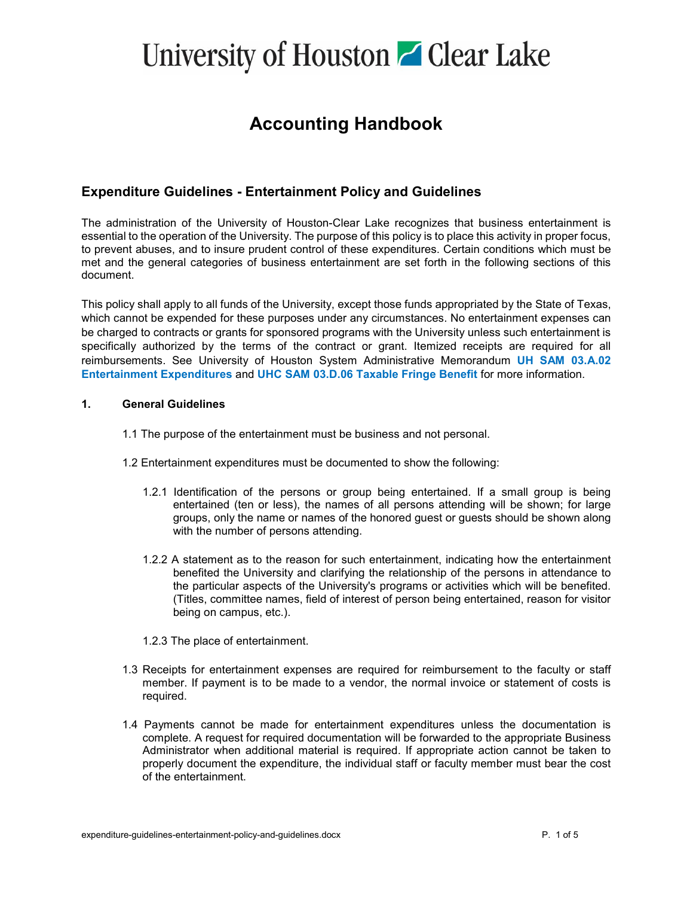# University of Houston Clear Lake

## Accounting Handbook

### Expenditure Guidelines - Entertainment Policy and Guidelines

The administration of the University of Houston-Clear Lake recognizes that business entertainment is essential to the operation of the University. The purpose of this policy is to place this activity in proper focus, to prevent abuses, and to insure prudent control of these expenditures. Certain conditions which must be met and the general categories of business entertainment are set forth in the following sections of this document.

This policy shall apply to all funds of the University, except those funds appropriated by the State of Texas, which cannot be expended for these purposes under any circumstances. No entertainment expenses can be charged to contracts or grants for sponsored programs with the University unless such entertainment is specifically authorized by the terms of the contract or grant. Itemized receipts are required for all reimbursements. See University of Houston System Administrative Memorandum **UH SAM 03.A.02 Entertainment Expenditures** and **UHC SAM 03.D.06 Taxable Fringe Benefit** for more information.

**1. General Guidelines**

1.1 The purpose of the entertainment must be business and not personal.

1.2 Entertainment expenditures must be documented to show the following:

1.2.1 Identification of the persons or group being entertained. If a small group is being entertained (ten or less), the names of all persons attending will be shown; for large groups, only the name or names of the honored guest or guests should be shown along with the number of persons attending.

1.2.2 A statement as to the reason for such entertainment, indicating how the entertainment benefited the University and clarifying the relationship of the persons in attendance to the particular aspects of the University's programs or activities which will be benefited. (Titles, committee names, field of interest of person being entertained, reason for visitor being on campus, etc.).

1.2.3 The place of entertainment.

1.3 Receipts for entertainment expenses are required for reimbursement to the faculty or staff member. If payment is to be made to a vendor, the normal invoice or statement of costs is required.

1.4 Payments cannot be made for entertainment expenditures unless the documentation is complete. A request for required documentation will be forwarded to the appropriate Business Administrator when additional material is required. If appropriate action cannot be taken to properly document the expenditure, the individual staff or faculty member must bear the cost of the entertainment.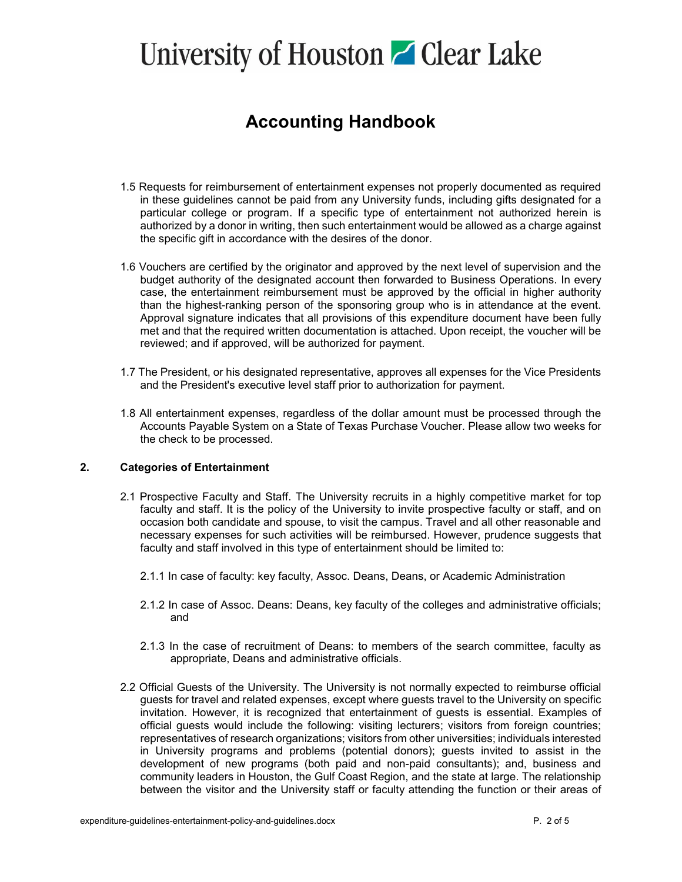1.5 Requests for reimbursement of entertainment expenses not properly documented as required in these guidelines cannot be paid from any University funds, including gifts designated for a particular college or program. If a specific type of entertainment not authorized herein is authorized by a donor in writing, then such entertainment would be allowed as a charge against the specific gift in accordance with the desires of the donor.

1.6 Vouchers are certified by the originator and approved by the next level of supervision and the budget authority of the designated account then forwarded to Business Operations. In every case, the entertainment reimbursement must be approved by the official in higher authority than the highest-ranking person of the sponsoring group who is in attendance at the event. Approval signature indicates that all provisions of this expenditure document have been fully met and that the required written documentation is attached. Upon receipt, the voucher will be reviewed; and if approved, will be authorized for payment.

1.7 The President, or his designated representative, approves all expenses for the Vice Presidents and the President's executive level staff prior to authorization for payment.

1.8 All entertainment expenses, regardless of the dollar amount must be processed through the Accounts Payable System on a State of Texas Purchase Voucher. Please allow two weeks for the check to be processed.

## 2. Categories of Entertainment

2.1 Prospective Faculty and Staff. The University recruits in a highly competitive market for top faculty and staff. It is the policy of the University to invite prospective faculty or staff, and on occasion both candidate and spouse, to visit the campus. Travel and all other reasonable and necessary expenses for such activities will be reimbursed. However, prudence suggests that faculty and staff involved in this type of entertainment should be limited to:

2.1.1 In case of faculty: key faculty, Assoc. Deans, Deans, or Academic Administration

2.1.2 In case of Assoc. Deans: Deans, key faculty of the colleges and administrative officials; and

2.1.3 In the case of recruitment of Deans: to members of the search committee, faculty as appropriate, Deans and administrative officials.

2.2 Official Guests of the University. The University is not normally expected to reimburse official guests for travel and related expenses, except where guests travel to the University on specific invitation. However, it is recognized that entertainment of guests is essential. Examples of official guests would include the following: visiting lecturers; visitors from foreign countries; representatives of research organizations; visitors from other universities; individuals interested in University programs and problems (potential donors); guests invited to assist in the development of new programs (both paid and non-paid consultants); and, business and community leaders in Houston, the Gulf Coast Region, and the state at large. The relationship between the visitor and the University staff or faculty attending the function or their areas of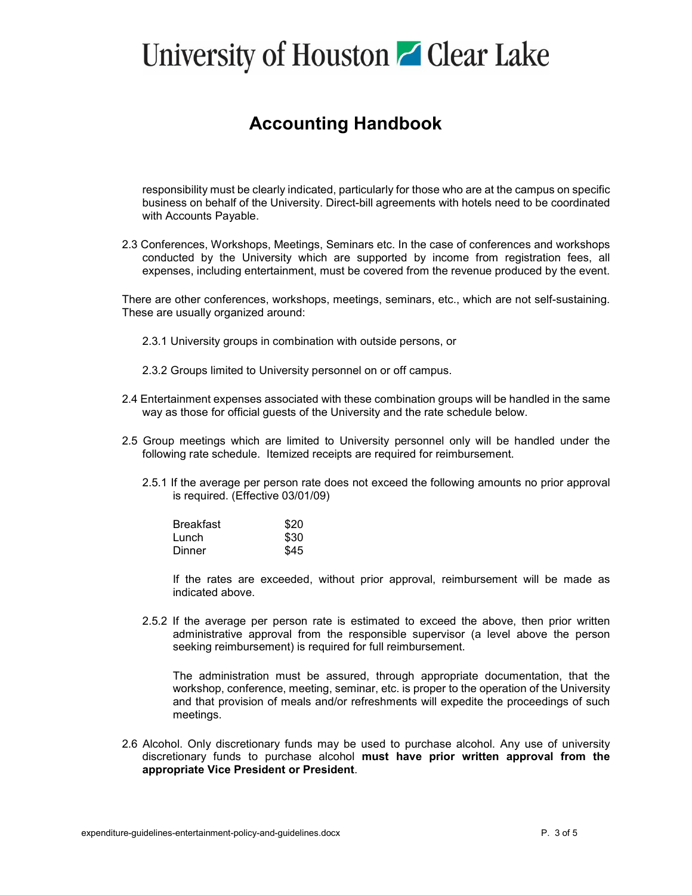responsibility must be clearly indicated, particularly for those who are at the campus on specific business on behalf of the University. Direct-bill agreements with hotels need to be coordinated with Accounts Payable.

2.3 Conferences, Workshops, Meetings, Seminars etc. In the case of conferences and workshops conducted by the University which are supported by income from registration fees, all expenses, including entertainment, must be covered from the revenue produced by the event.

There are other conferences, workshops, meetings, seminars, etc., which are not self-sustaining. These are usually organized around:

2.3.1 University groups in combination with outside persons, or

2.3.2 Groups limited to University personnel on or off campus.

2.4 Entertainment expenses associated with these combination groups will be handled in the same way as those for official guests of the University and the rate schedule below.

2.5 Group meetings which are limited to University personnel only will be handled under the following rate schedule. Itemized receipts are required for reimbursement.

2.5.1 If the average per person rate does not exceed the following amounts no prior approval is required. (Effective 03/01/09)

| | |
|---|---|
| Breakfast | $20 |
| Lunch | $30 |
| Dinner | $45 |

If the rates are exceeded, without prior approval, reimbursement will be made as indicated above.

2.5.2 If the average per person rate is estimated to exceed the above, then prior written administrative approval from the responsible supervisor (a level above the person seeking reimbursement) is required for full reimbursement.

The administration must be assured, through appropriate documentation, that the workshop, conference, meeting, seminar, etc. is proper to the operation of the University and that provision of meals and/or refreshments will expedite the proceedings of such meetings.

2.6 Alcohol. Only discretionary funds may be used to purchase alcohol. Any use of university discretionary funds to purchase alcohol **must have prior written approval from the appropriate Vice President or President**.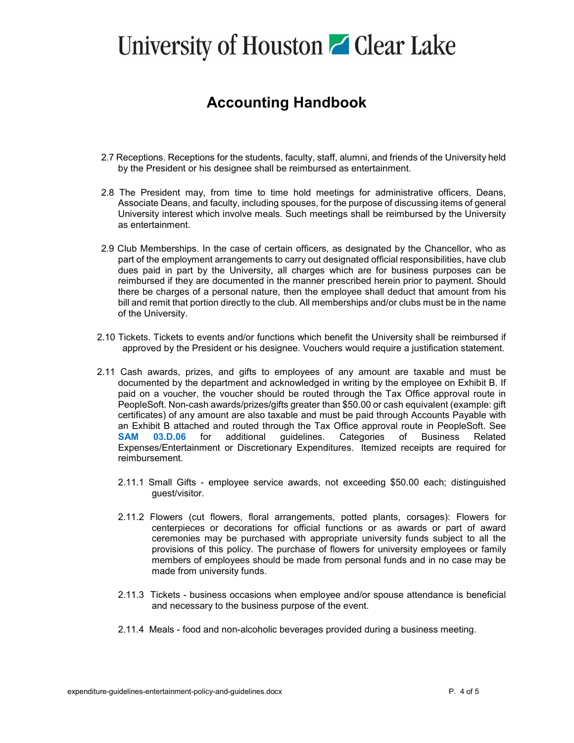2.7 Receptions. Receptions for the students, faculty, staff, alumni, and friends of the University held by the President or his designee shall be reimbursed as entertainment.

2.8 The President may, from time to time hold meetings for administrative officers, Deans, Associate Deans, and faculty, including spouses, for the purpose of discussing items of general University interest which involve meals. Such meetings shall be reimbursed by the University as entertainment.

2.9 Club Memberships. In the case of certain officers, as designated by the Chancellor, who as part of the employment arrangements to carry out designated official responsibilities, have club dues paid in part by the University, all charges which are for business purposes can be reimbursed if they are documented in the manner prescribed herein prior to payment. Should there be charges of a personal nature, then the employee shall deduct that amount from his bill and remit that portion directly to the club. All memberships and/or clubs must be in the name of the University.

2.10 Tickets. Tickets to events and/or functions which benefit the University shall be reimbursed if approved by the President or his designee. Vouchers would require a justification statement.

2.11 Cash awards, prizes, and gifts to employees of any amount are taxable and must be documented by the department and acknowledged in writing by the employee on Exhibit B. If paid on a voucher, the voucher should be routed through the Tax Office approval route in PeopleSoft. Non-cash awards/prizes/gifts greater than $50.00 or cash equivalent (example: gift certificates) of any amount are also taxable and must be paid through Accounts Payable with an Exhibit B attached and routed through the Tax Office approval route in PeopleSoft. See **SAM 03.D.06** for additional guidelines. Categories of Business Related Expenses/Entertainment or Discretionary Expenditures. Itemized receipts are required for reimbursement.

2.11.1 Small Gifts - employee service awards, not exceeding $50.00 each; distinguished guest/visitor.

2.11.2 Flowers (cut flowers, floral arrangements, potted plants, corsages): Flowers for centerpieces or decorations for official functions or as awards or part of award ceremonies may be purchased with appropriate university funds subject to all the provisions of this policy. The purchase of flowers for university employees or family members of employees should be made from personal funds and in no case may be made from university funds.

2.11.3 Tickets - business occasions when employee and/or spouse attendance is beneficial and necessary to the business purpose of the event.

2.11.4 Meals - food and non-alcoholic beverages provided during a business meeting.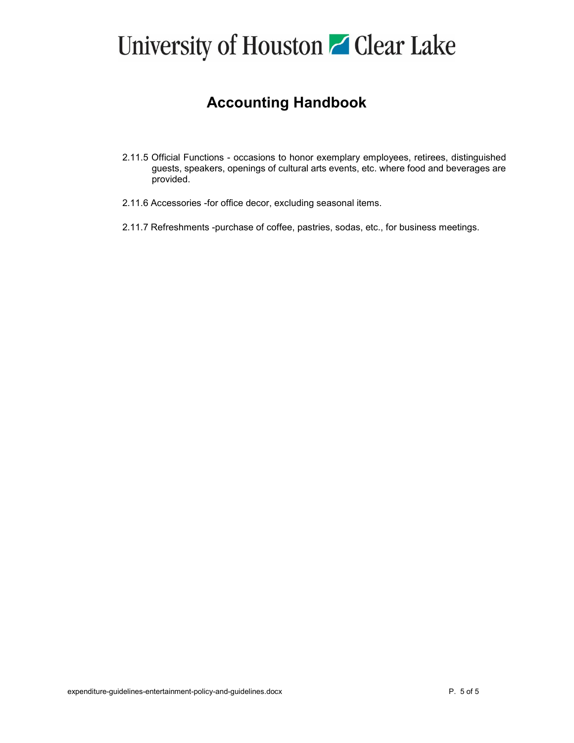2.11.5 Official Functions - occasions to honor exemplary employees, retirees, distinguished guests, speakers, openings of cultural arts events, etc. where food and beverages are provided.

2.11.6 Accessories -for office decor, excluding seasonal items.

2.11.7 Refreshments -purchase of coffee, pastries, sodas, etc., for business meetings.